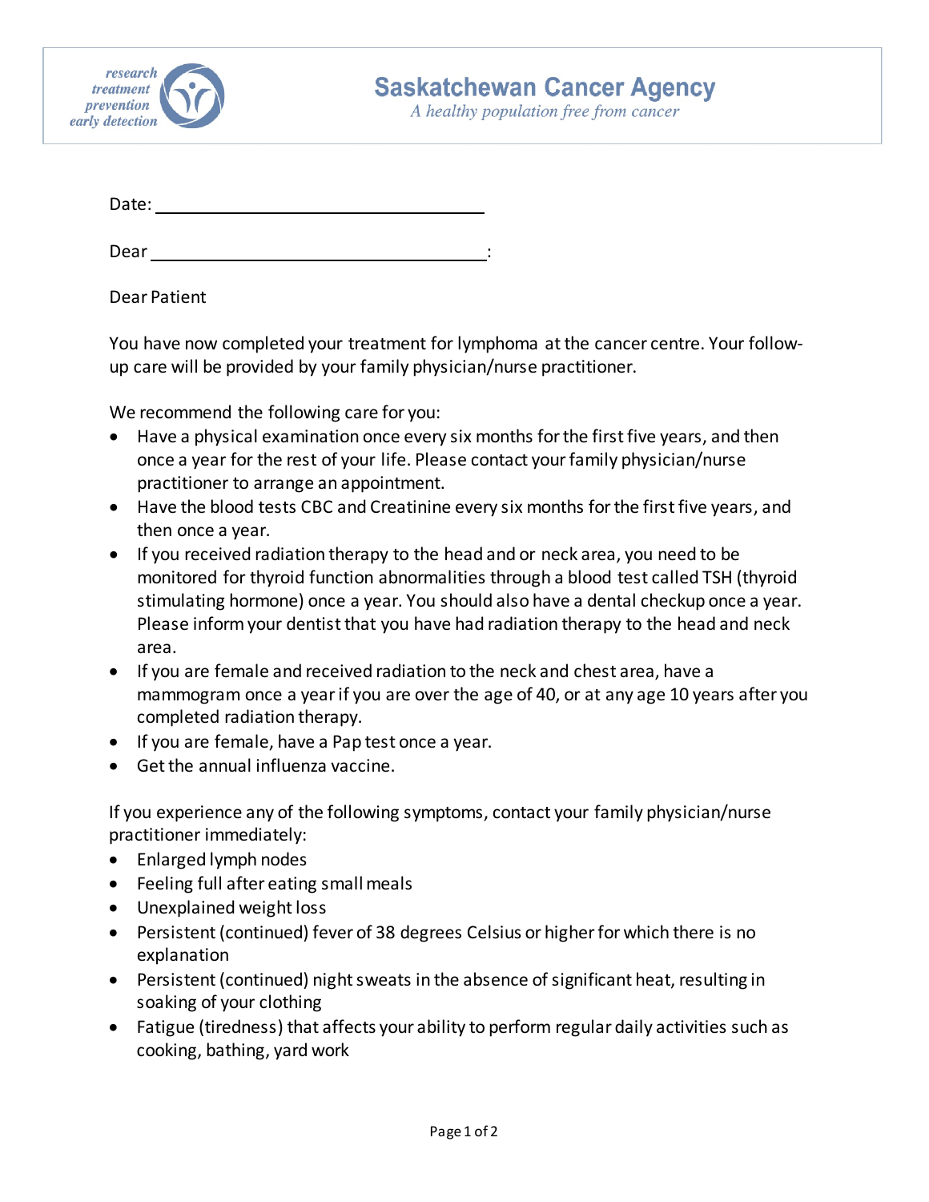research
treatment
prevention
early detection

**Saskatchewan Cancer Agency**
*A healthy population free from cancer*

Date: ______________________________

Dear ________________________________:

Dear Patient

You have now completed your treatment for lymphoma at the cancer centre. Your follow-up care will be provided by your family physician/nurse practitioner.

We recommend the following care for you:

- Have a physical examination once every six months for the first five years, and then once a year for the rest of your life. Please contact your family physician/nurse practitioner to arrange an appointment.
- Have the blood tests CBC and Creatinine every six months for the first five years, and then once a year.
- If you received radiation therapy to the head and or neck area, you need to be monitored for thyroid function abnormalities through a blood test called TSH (thyroid stimulating hormone) once a year. You should also have a dental checkup once a year. Please inform your dentist that you have had radiation therapy to the head and neck area.
- If you are female and received radiation to the neck and chest area, have a mammogram once a year if you are over the age of 40, or at any age 10 years after you completed radiation therapy.
- If you are female, have a Pap test once a year.
- Get the annual influenza vaccine.

If you experience any of the following symptoms, contact your family physician/nurse practitioner immediately:

- Enlarged lymph nodes
- Feeling full after eating small meals
- Unexplained weight loss
- Persistent (continued) fever of 38 degrees Celsius or higher for which there is no explanation
- Persistent (continued) night sweats in the absence of significant heat, resulting in soaking of your clothing
- Fatigue (tiredness) that affects your ability to perform regular daily activities such as cooking, bathing, yard work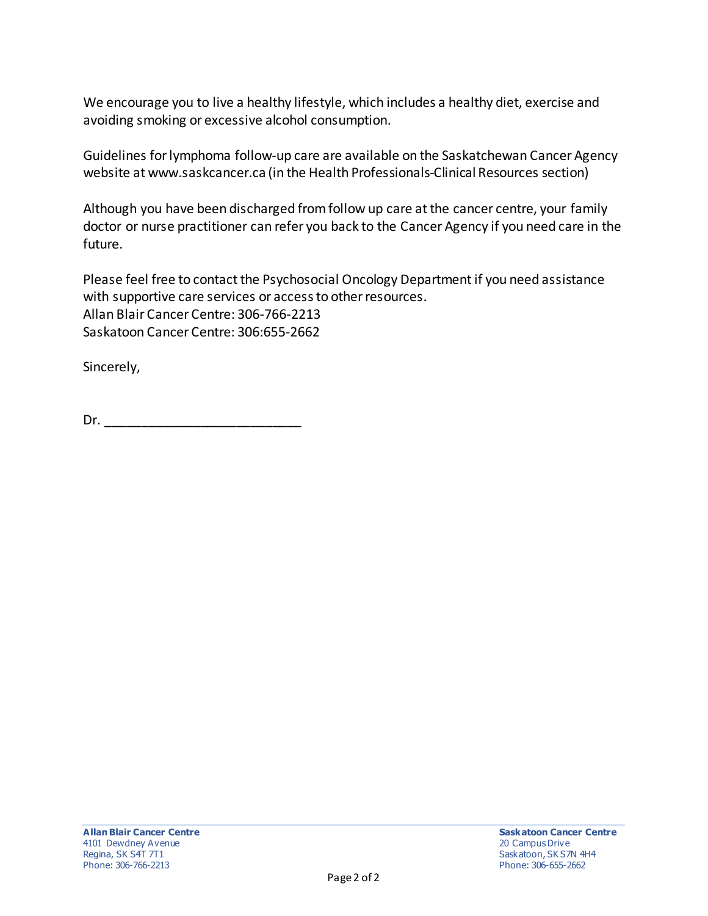We encourage you to live a healthy lifestyle, which includes a healthy diet, exercise and avoiding smoking or excessive alcohol consumption.

Guidelines for lymphoma follow-up care are available on the Saskatchewan Cancer Agency website at www.saskcancer.ca (in the Health Professionals-Clinical Resources section)

Although you have been discharged from follow up care at the cancer centre, your family doctor or nurse practitioner can refer you back to the Cancer Agency if you need care in the future.

Please feel free to contact the Psychosocial Oncology Department if you need assistance with supportive care services or access to other resources.  
Allan Blair Cancer Centre: 306-766-2213  
Saskatoon Cancer Centre: 306:655-2662

Sincerely,

Dr. ___________________________

**Allan Blair Cancer Centre**  
4101 Dewdney Avenue  
Regina, SK S4T 7T1  
Phone: 306-766-2213

**Saskatoon Cancer Centre**  
20 Campus Drive  
Saskatoon, SK S7N 4H4  
Phone: 306-655-2662